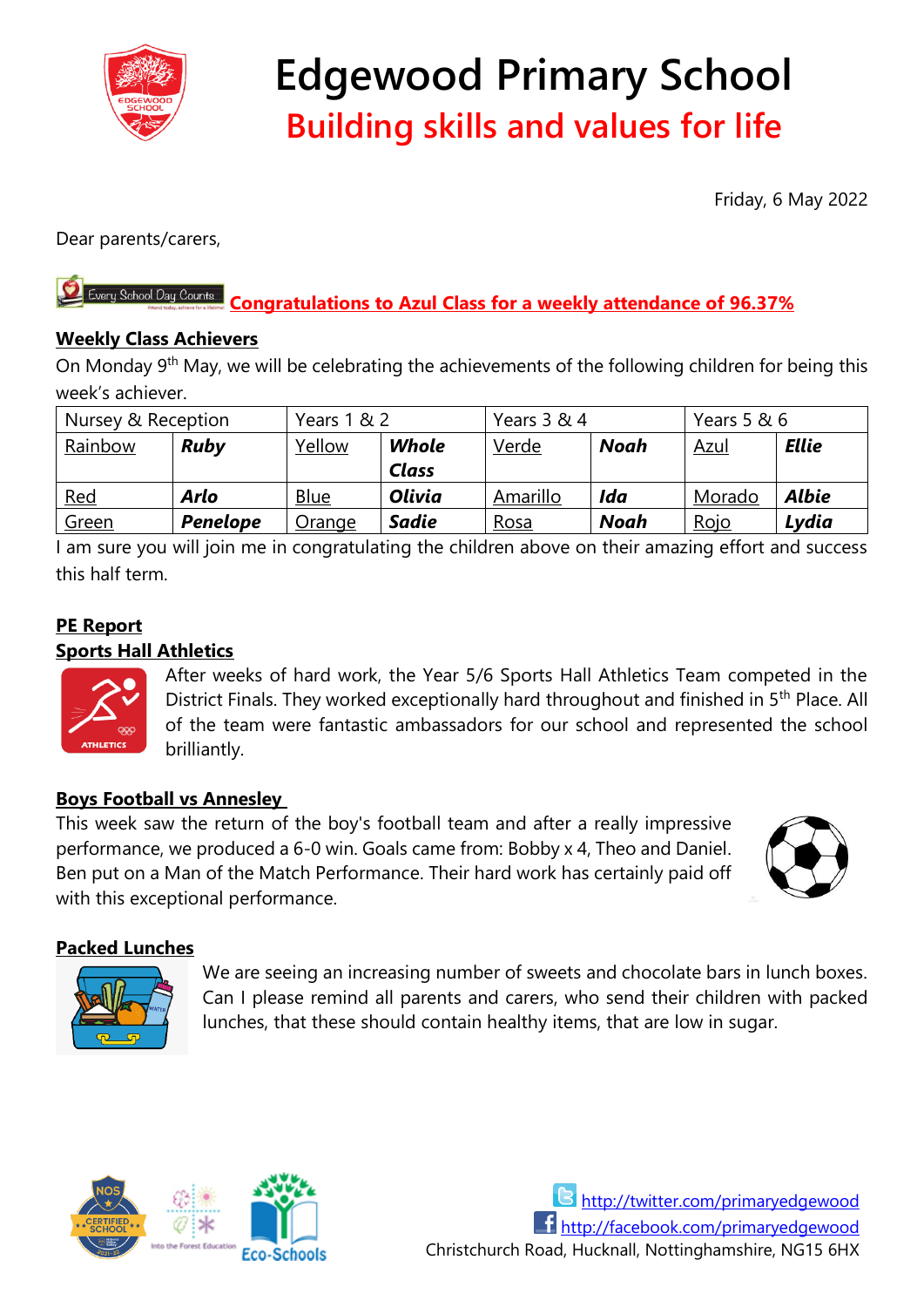# Edgewood Primary School

## Building skills and values for life

Friday, 6 May 2022

Dear parents/carers,

**Congratulations to Azul Class for a weekly attendance of 96.37%**

### Weekly Class Achievers

On Monday 9th May, we will be celebrating the achievements of the following children for being this week's achiever.

| Nursey & Reception | | Years 1 & 2 | | Years 3 & 4 | | Years 5 & 6 | |
|---|---|---|---|---|---|---|---|
| Rainbow | ***Ruby*** | Yellow | ***Whole Class*** | Verde | ***Noah*** | Azul | ***Ellie*** |
| Red | ***Arlo*** | Blue | ***Olivia*** | Amarillo | ***Ida*** | Morado | ***Albie*** |
| Green | ***Penelope*** | Orange | ***Sadie*** | Rosa | ***Noah*** | Rojo | ***Lydia*** |

I am sure you will join me in congratulating the children above on their amazing effort and success this half term.

### PE Report

### Sports Hall Athletics

After weeks of hard work, the Year 5/6 Sports Hall Athletics Team competed in the District Finals. They worked exceptionally hard throughout and finished in 5th Place. All of the team were fantastic ambassadors for our school and represented the school brilliantly.

### Boys Football vs Annesley

This week saw the return of the boy's football team and after a really impressive performance, we produced a 6-0 win. Goals came from: Bobby x 4, Theo and Daniel. Ben put on a Man of the Match Performance. Their hard work has certainly paid off with this exceptional performance.

### Packed Lunches

We are seeing an increasing number of sweets and chocolate bars in lunch boxes. Can I please remind all parents and carers, who send their children with packed lunches, that these should contain healthy items, that are low in sugar.

http://twitter.com/primaryedgewood
http://facebook.com/primaryedgewood
Christchurch Road, Hucknall, Nottinghamshire, NG15 6HX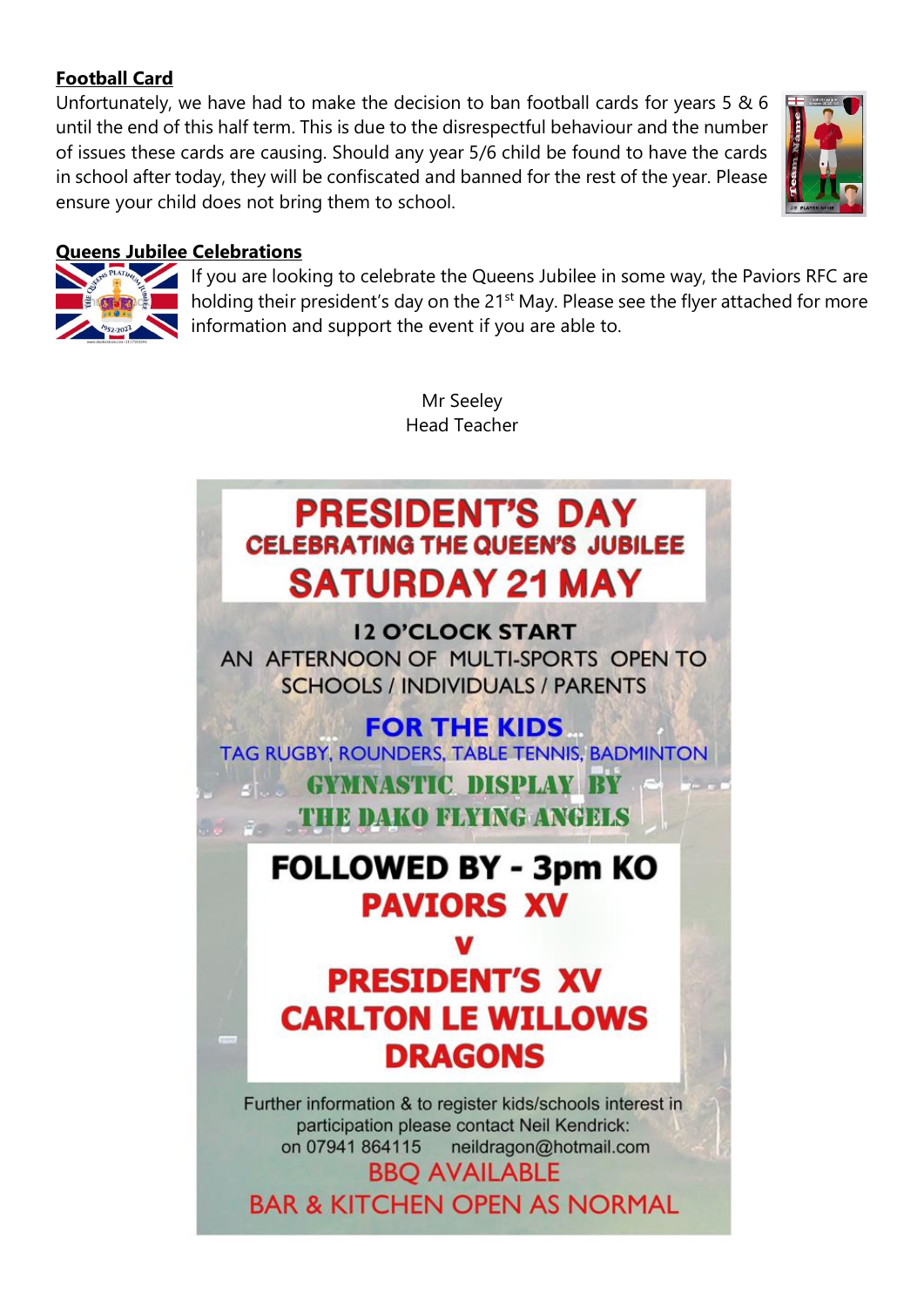**Football Card**

Unfortunately, we have had to make the decision to ban football cards for years 5 & 6 until the end of this half term. This is due to the disrespectful behaviour and the number of issues these cards are causing. Should any year 5/6 child be found to have the cards in school after today, they will be confiscated and banned for the rest of the year. Please ensure your child does not bring them to school.

**Queens Jubilee Celebrations**

If you are looking to celebrate the Queens Jubilee in some way, the Paviors RFC are holding their president's day on the 21st May. Please see the flyer attached for more information and support the event if you are able to.

Mr Seeley
Head Teacher

# PRESIDENT'S DAY

## CELEBRATING THE QUEEN'S JUBILEE

## SATURDAY 21 MAY

**12 O'CLOCK START**

AN AFTERNOON OF MULTI-SPORTS OPEN TO SCHOOLS / INDIVIDUALS / PARENTS

**FOR THE KIDS**

TAG RUGBY, ROUNDERS, TABLE TENNIS, BADMINTON

**GYMNASTIC DISPLAY BY THE DAKO FLYING ANGELS**

**FOLLOWED BY - 3pm KO**

**PAVIORS XV**

**v**

**PRESIDENT'S XV**
**CARLTON LE WILLOWS DRAGONS**

Further information & to register kids/schools interest in participation please contact Neil Kendrick:
on 07941 864115 neildragon@hotmail.com

BBQ AVAILABLE

BAR & KITCHEN OPEN AS NORMAL